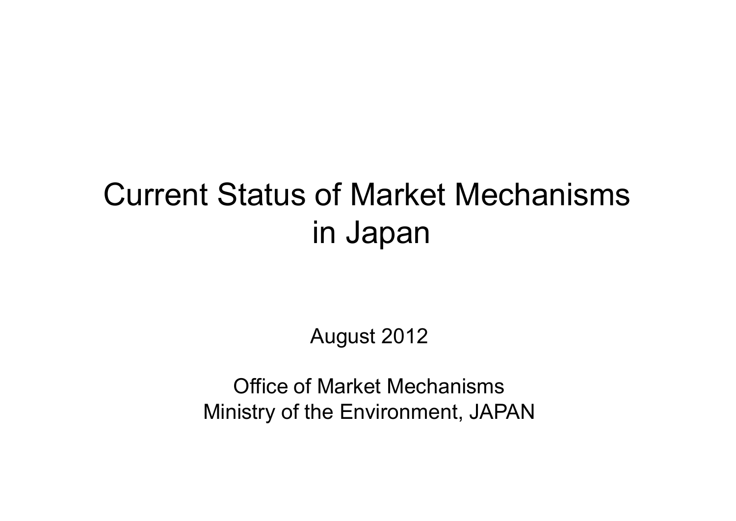# Current Status of Market Mechanisms in Japan

August 2012

Office of Market Mechanisms
Ministry of the Environment, JAPAN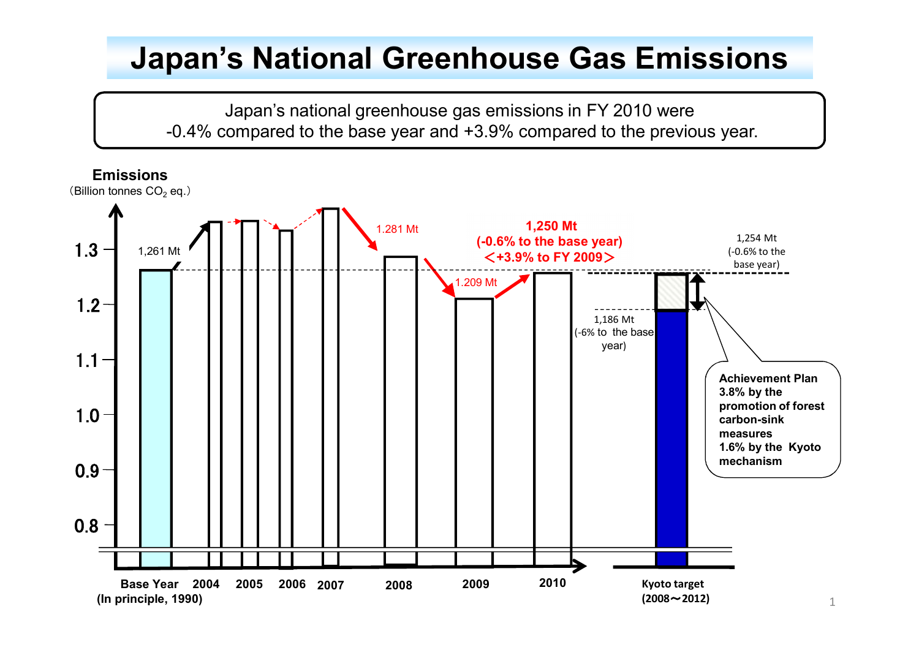# Japan's National Greenhouse Gas Emissions

Japan's national greenhouse gas emissions in FY 2010 were
-0.4% compared to the base year and +3.9% compared to the previous year.

**Emissions**
(Billion tonnes $CO_2$ eq.)

1.3
1.2
1.1
1.0
0.9
0.8

1,261 Mt

1.281 Mt

1.209 Mt

**1,250 Mt**
**(-0.6% to the base year)**
**<+3.9% to FY 2009>**

1,254 Mt
(-0.6% to the base year)

1,186 Mt
(-6% to the base year)

**Achievement Plan**
**3.8% by the promotion of forest carbon-sink measures**
**1.6% by the Kyoto mechanism**

**Base Year (In principle, 1990)** **2004** **2005** **2006** **2007** **2008** **2009** **2010** **Kyoto target (2008～2012)**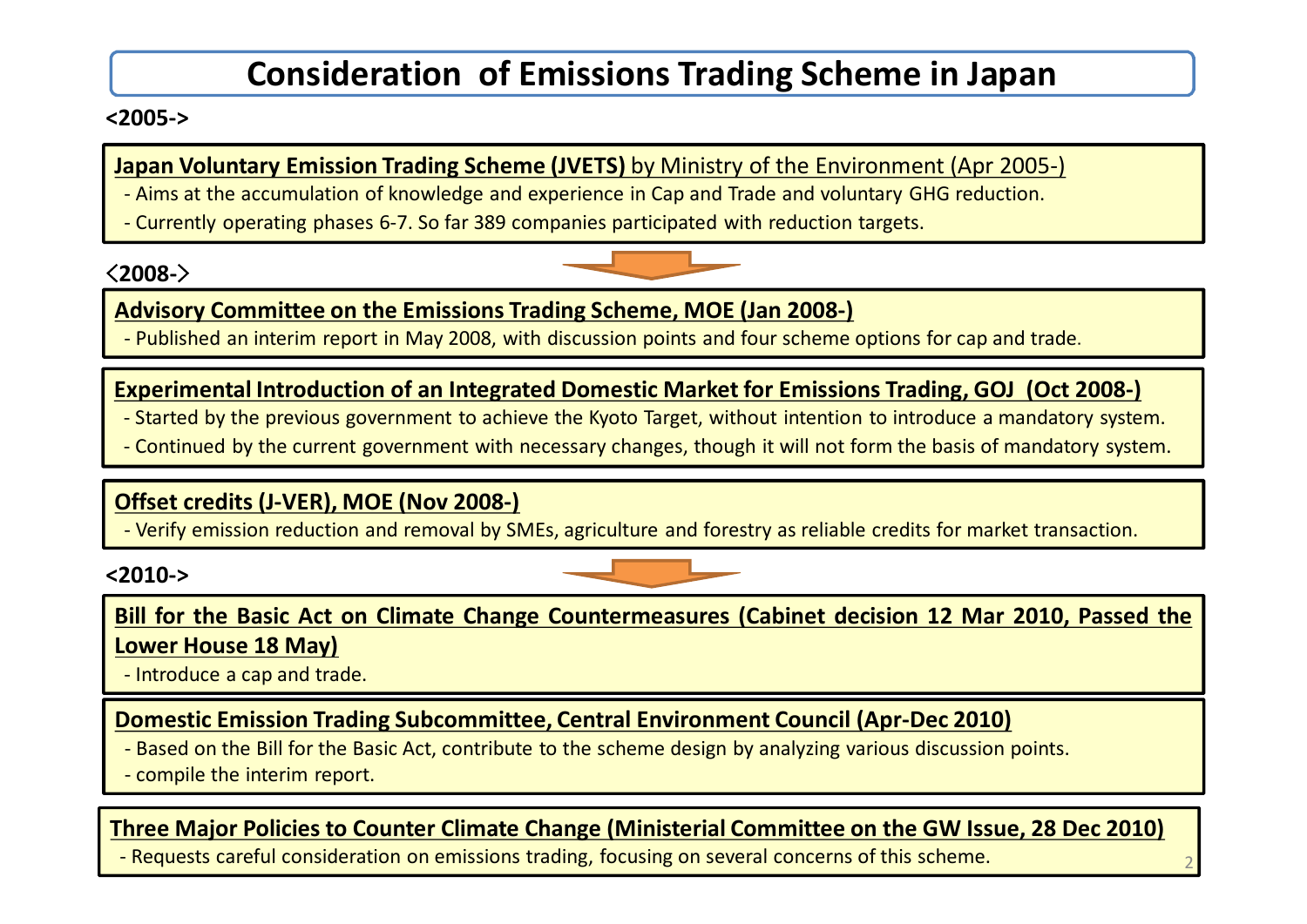# Consideration of Emissions Trading Scheme in Japan

**<2005->**

**Japan Voluntary Emission Trading Scheme (JVETS)** by Ministry of the Environment (Apr 2005-)

- Aims at the accumulation of knowledge and experience in Cap and Trade and voluntary GHG reduction.
- Currently operating phases 6-7. So far 389 companies participated with reduction targets.

**<2008->**

**Advisory Committee on the Emissions Trading Scheme, MOE (Jan 2008-)**

- Published an interim report in May 2008, with discussion points and four scheme options for cap and trade.

**Experimental Introduction of an Integrated Domestic Market for Emissions Trading, GOJ (Oct 2008-)**

- Started by the previous government to achieve the Kyoto Target, without intention to introduce a mandatory system.
- Continued by the current government with necessary changes, though it will not form the basis of mandatory system.

**Offset credits (J-VER), MOE (Nov 2008-)**

- Verify emission reduction and removal by SMEs, agriculture and forestry as reliable credits for market transaction.

**<2010->**

**Bill for the Basic Act on Climate Change Countermeasures (Cabinet decision 12 Mar 2010, Passed the Lower House 18 May)**

- Introduce a cap and trade.

**Domestic Emission Trading Subcommittee, Central Environment Council (Apr-Dec 2010)**

- Based on the Bill for the Basic Act, contribute to the scheme design by analyzing various discussion points.
- compile the interim report.

**Three Major Policies to Counter Climate Change (Ministerial Committee on the GW Issue, 28 Dec 2010)**

- Requests careful consideration on emissions trading, focusing on several concerns of this scheme.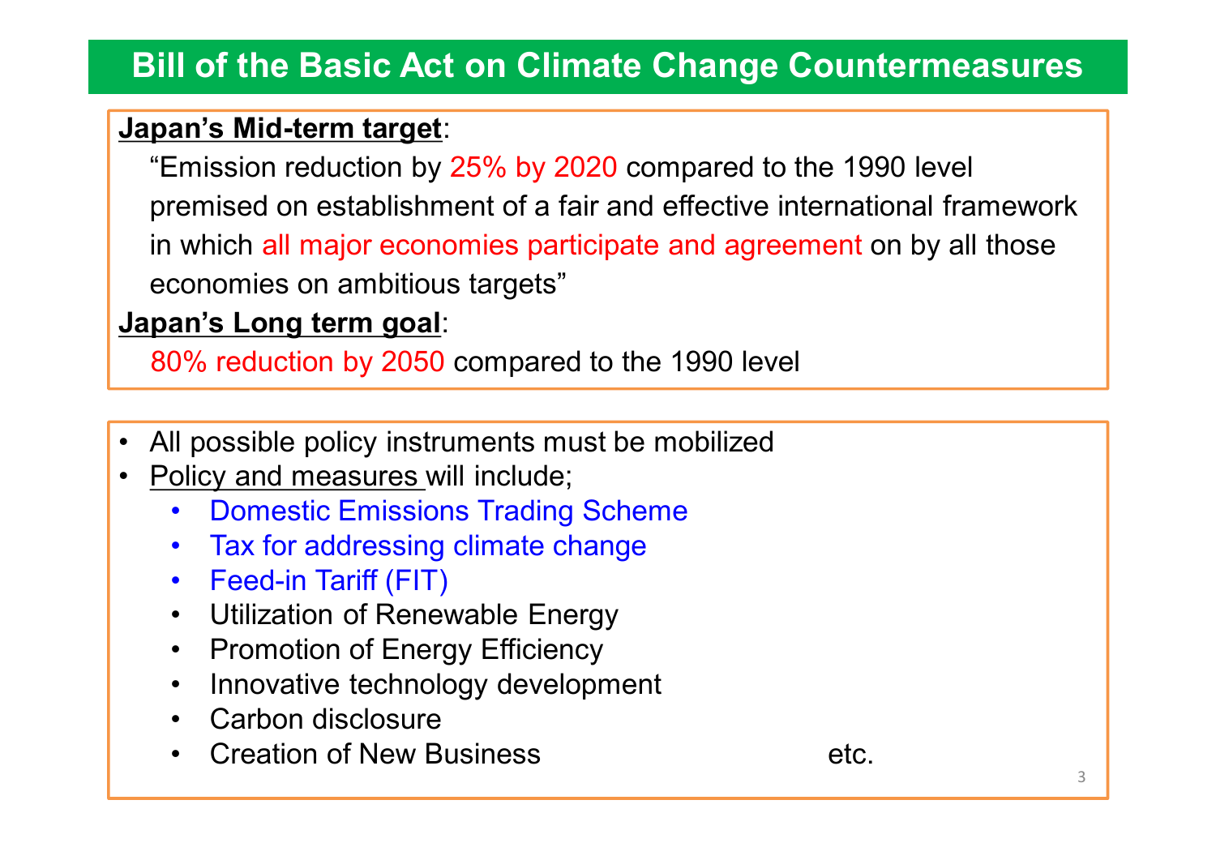# Bill of the Basic Act on Climate Change Countermeasures

**Japan's Mid-term target**:

"Emission reduction by 25% by 2020 compared to the 1990 level premised on establishment of a fair and effective international framework in which all major economies participate and agreement on by all those economies on ambitious targets"

**Japan's Long term goal**:

80% reduction by 2050 compared to the 1990 level

- All possible policy instruments must be mobilized
- Policy and measures will include;
  - Domestic Emissions Trading Scheme
  - Tax for addressing climate change
  - Feed-in Tariff (FIT)
  - Utilization of Renewable Energy
  - Promotion of Energy Efficiency
  - Innovative technology development
  - Carbon disclosure
  - Creation of New Business etc.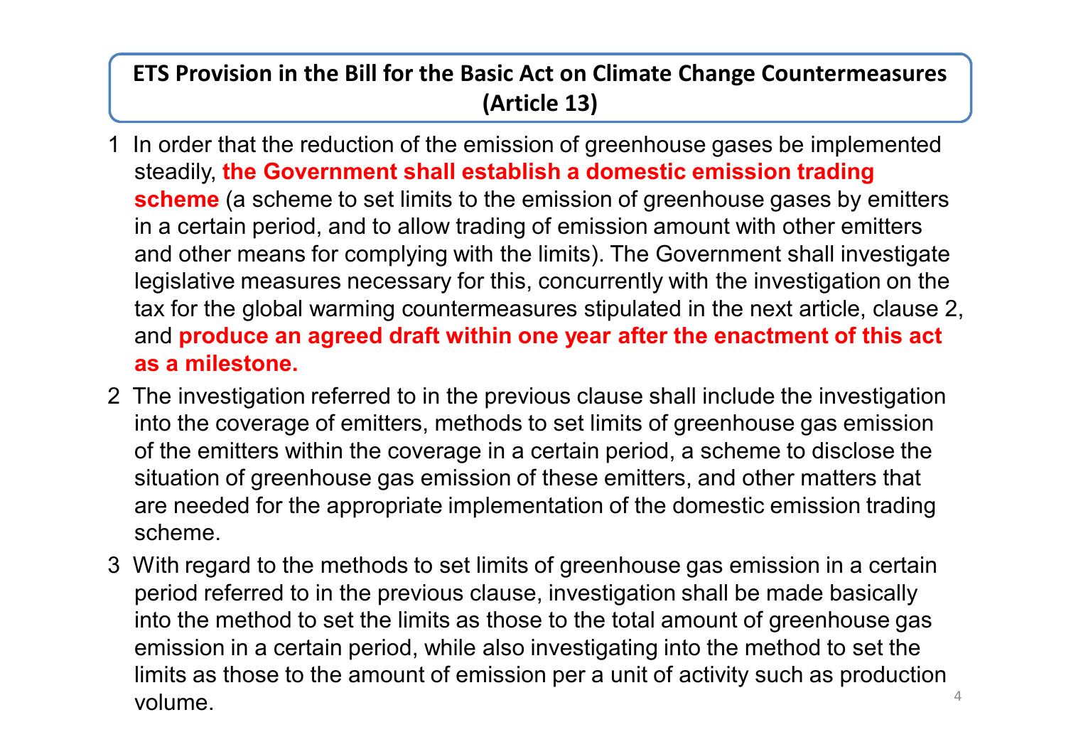## ETS Provision in the Bill for the Basic Act on Climate Change Countermeasures (Article 13)

1. In order that the reduction of the emission of greenhouse gases be implemented steadily, **the Government shall establish a domestic emission trading scheme** (a scheme to set limits to the emission of greenhouse gases by emitters in a certain period, and to allow trading of emission amount with other emitters and other means for complying with the limits). The Government shall investigate legislative measures necessary for this, concurrently with the investigation on the tax for the global warming countermeasures stipulated in the next article, clause 2, and **produce an agreed draft within one year after the enactment of this act as a milestone.**
2. The investigation referred to in the previous clause shall include the investigation into the coverage of emitters, methods to set limits of greenhouse gas emission of the emitters within the coverage in a certain period, a scheme to disclose the situation of greenhouse gas emission of these emitters, and other matters that are needed for the appropriate implementation of the domestic emission trading scheme.
3. With regard to the methods to set limits of greenhouse gas emission in a certain period referred to in the previous clause, investigation shall be made basically into the method to set the limits as those to the total amount of greenhouse gas emission in a certain period, while also investigating into the method to set the limits as those to the amount of emission per a unit of activity such as production volume.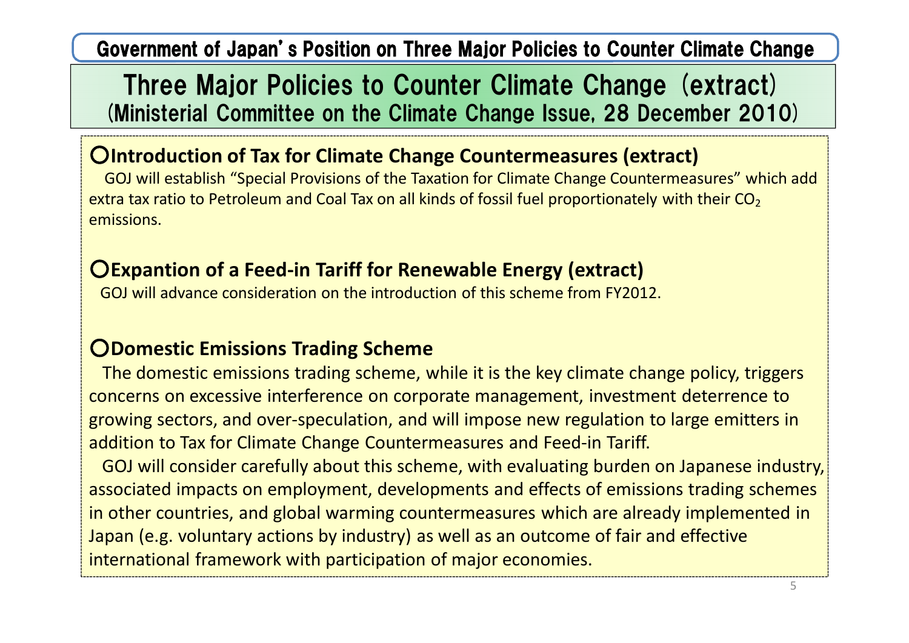## Government of Japan's Position on Three Major Policies to Counter Climate Change

# Three Major Policies to Counter Climate Change (extract)
## (Ministerial Committee on the Climate Change Issue, 28 December 2010)

### ○Introduction of Tax for Climate Change Countermeasures (extract)

GOJ will establish "Special Provisions of the Taxation for Climate Change Countermeasures" which add extra tax ratio to Petroleum and Coal Tax on all kinds of fossil fuel proportionately with their $CO_2$ emissions.

### ○Expantion of a Feed-in Tariff for Renewable Energy (extract)

GOJ will advance consideration on the introduction of this scheme from FY2012.

### ○Domestic Emissions Trading Scheme

The domestic emissions trading scheme, while it is the key climate change policy, triggers concerns on excessive interference on corporate management, investment deterrence to growing sectors, and over-speculation, and will impose new regulation to large emitters in addition to Tax for Climate Change Countermeasures and Feed-in Tariff.

GOJ will consider carefully about this scheme, with evaluating burden on Japanese industry, associated impacts on employment, developments and effects of emissions trading schemes in other countries, and global warming countermeasures which are already implemented in Japan (e.g. voluntary actions by industry) as well as an outcome of fair and effective international framework with participation of major economies.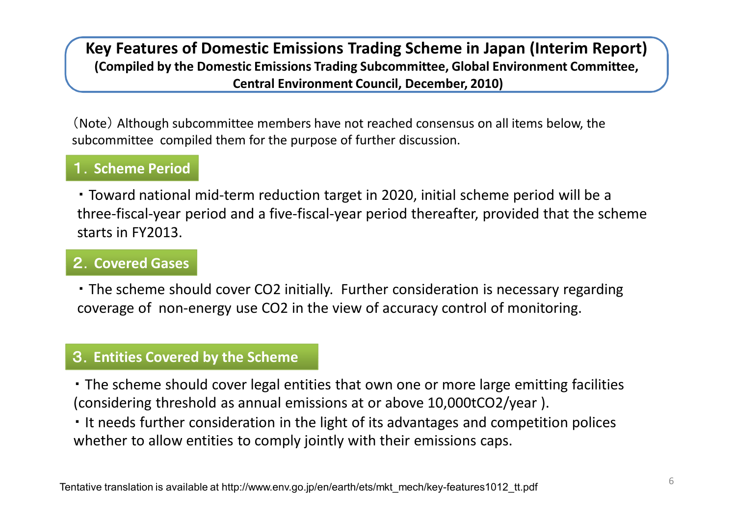# Key Features of Domestic Emissions Trading Scheme in Japan (Interim Report)

**(Compiled by the Domestic Emissions Trading Subcommittee, Global Environment Committee, Central Environment Council, December, 2010)**

（Note）Although subcommittee members have not reached consensus on all items below, the subcommittee compiled them for the purpose of further discussion.

## １．Scheme Period

・Toward national mid-term reduction target in 2020, initial scheme period will be a three-fiscal-year period and a five-fiscal-year period thereafter, provided that the scheme starts in FY2013.

## ２．Covered Gases

・The scheme should cover $CO_2$ initially. Further consideration is necessary regarding coverage of non-energy use $CO_2$ in the view of accuracy control of monitoring.

## ３．Entities Covered by the Scheme

・The scheme should cover legal entities that own one or more large emitting facilities (considering threshold as annual emissions at or above 10,000t$CO_2$/year ).

・It needs further consideration in the light of its advantages and competition polices whether to allow entities to comply jointly with their emissions caps.

Tentative translation is available at http://www.env.go.jp/en/earth/ets/mkt_mech/key-features1012_tt.pdf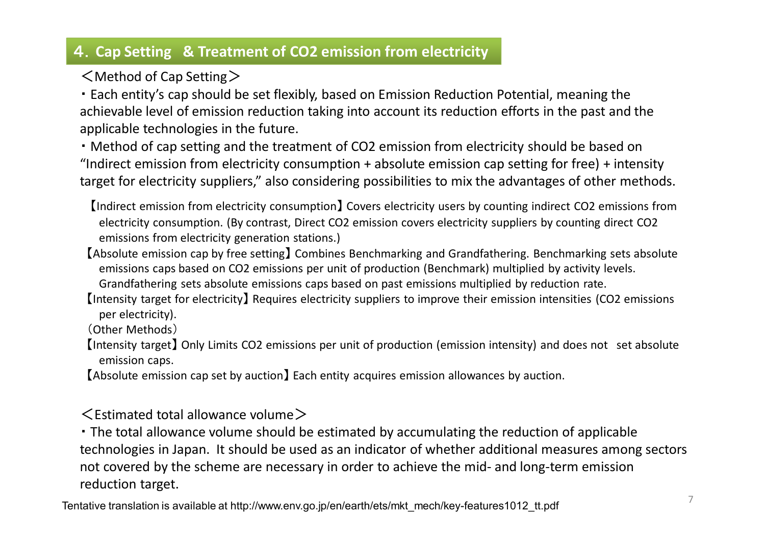## 4. Cap Setting & Treatment of $CO_2$ emission from electricity

＜Method of Cap Setting＞

・Each entity's cap should be set flexibly, based on Emission Reduction Potential, meaning the achievable level of emission reduction taking into account its reduction efforts in the past and the applicable technologies in the future.

・Method of cap setting and the treatment of $CO_2$ emission from electricity should be based on "Indirect emission from electricity consumption + absolute emission cap setting for free) + intensity target for electricity suppliers," also considering possibilities to mix the advantages of other methods.

【Indirect emission from electricity consumption】Covers electricity users by counting indirect $CO_2$ emissions from electricity consumption. (By contrast, Direct $CO_2$ emission covers electricity suppliers by counting direct $CO_2$ emissions from electricity generation stations.)

【Absolute emission cap by free setting】Combines Benchmarking and Grandfathering. Benchmarking sets absolute emissions caps based on $CO_2$ emissions per unit of production (Benchmark) multiplied by activity levels. Grandfathering sets absolute emissions caps based on past emissions multiplied by reduction rate.

【Intensity target for electricity】Requires electricity suppliers to improve their emission intensities ($CO_2$ emissions per electricity).

（Other Methods）

【Intensity target】Only Limits $CO_2$ emissions per unit of production (emission intensity) and does not set absolute emission caps.

【Absolute emission cap set by auction】Each entity acquires emission allowances by auction.

＜Estimated total allowance volume＞

・The total allowance volume should be estimated by accumulating the reduction of applicable technologies in Japan. It should be used as an indicator of whether additional measures among sectors not covered by the scheme are necessary in order to achieve the mid- and long-term emission reduction target.

Tentative translation is available at http://www.env.go.jp/en/earth/ets/mkt_mech/key-features1012_tt.pdf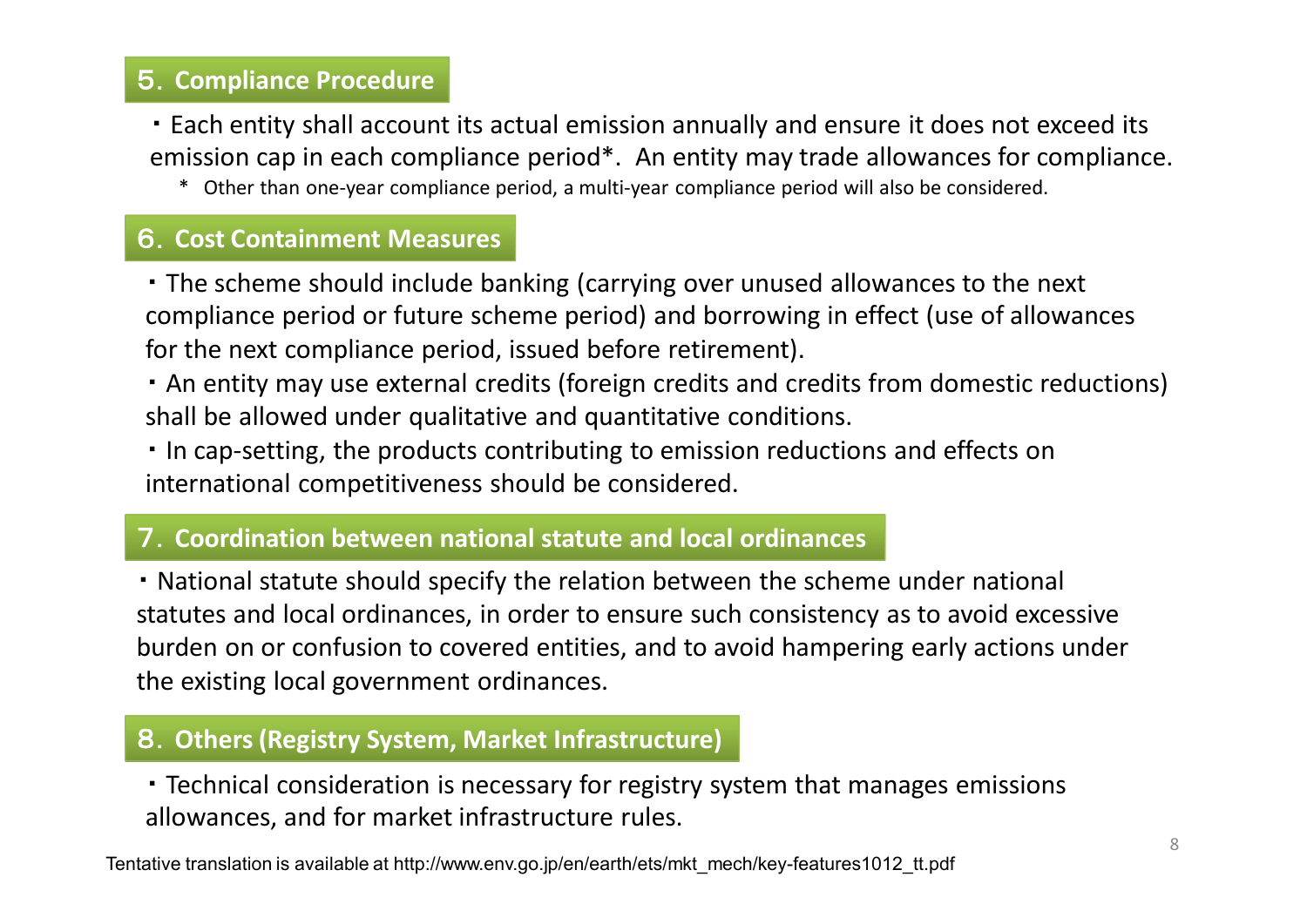## 5. Compliance Procedure

・Each entity shall account its actual emission annually and ensure it does not exceed its emission cap in each compliance period*. An entity may trade allowances for compliance.

* Other than one-year compliance period, a multi-year compliance period will also be considered.

## 6. Cost Containment Measures

・The scheme should include banking (carrying over unused allowances to the next compliance period or future scheme period) and borrowing in effect (use of allowances for the next compliance period, issued before retirement).

・An entity may use external credits (foreign credits and credits from domestic reductions) shall be allowed under qualitative and quantitative conditions.

・In cap-setting, the products contributing to emission reductions and effects on international competitiveness should be considered.

## 7. Coordination between national statute and local ordinances

・National statute should specify the relation between the scheme under national statutes and local ordinances, in order to ensure such consistency as to avoid excessive burden on or confusion to covered entities, and to avoid hampering early actions under the existing local government ordinances.

## 8. Others (Registry System, Market Infrastructure)

・Technical consideration is necessary for registry system that manages emissions allowances, and for market infrastructure rules.

Tentative translation is available at http://www.env.go.jp/en/earth/ets/mkt_mech/key-features1012_tt.pdf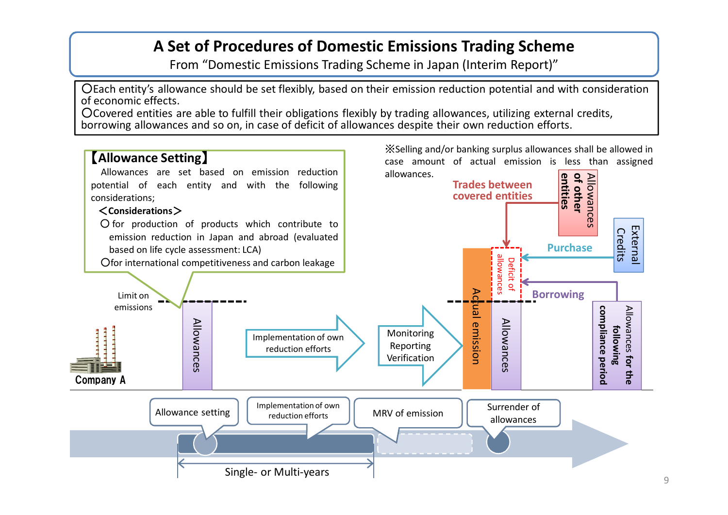# A Set of Procedures of Domestic Emissions Trading Scheme

From "Domestic Emissions Trading Scheme in Japan (Interim Report)"

- ○Each entity's allowance should be set flexibly, based on their emission reduction potential and with consideration of economic effects.
- ○Covered entities are able to fulfill their obligations flexibly by trading allowances, utilizing external credits, borrowing allowances and so on, in case of deficit of allowances despite their own reduction efforts.

**【Allowance Setting】**

Allowances are set based on emission reduction potential of each entity and with the following considerations;

**＜Considerations＞**

- ○ for production of products which contribute to emission reduction in Japan and abroad (evaluated based on life cycle assessment: LCA)
- ○for international competitiveness and carbon leakage

※Selling and/or banking surplus allowances shall be allowed in case amount of actual emission is less than assigned allowances.

Company A

Limit on emissions

Allowances

Implementation of own reduction efforts

Monitoring Reporting Verification

Actual emission

Allowances

Deficit of allowances

Trades between covered entities

Allowances of other entities

Purchase

External Credits

Borrowing

Allowances for the following compliance period

Allowance setting → Implementation of own reduction efforts → MRV of emission → Surrender of allowances

Single- or Multi-years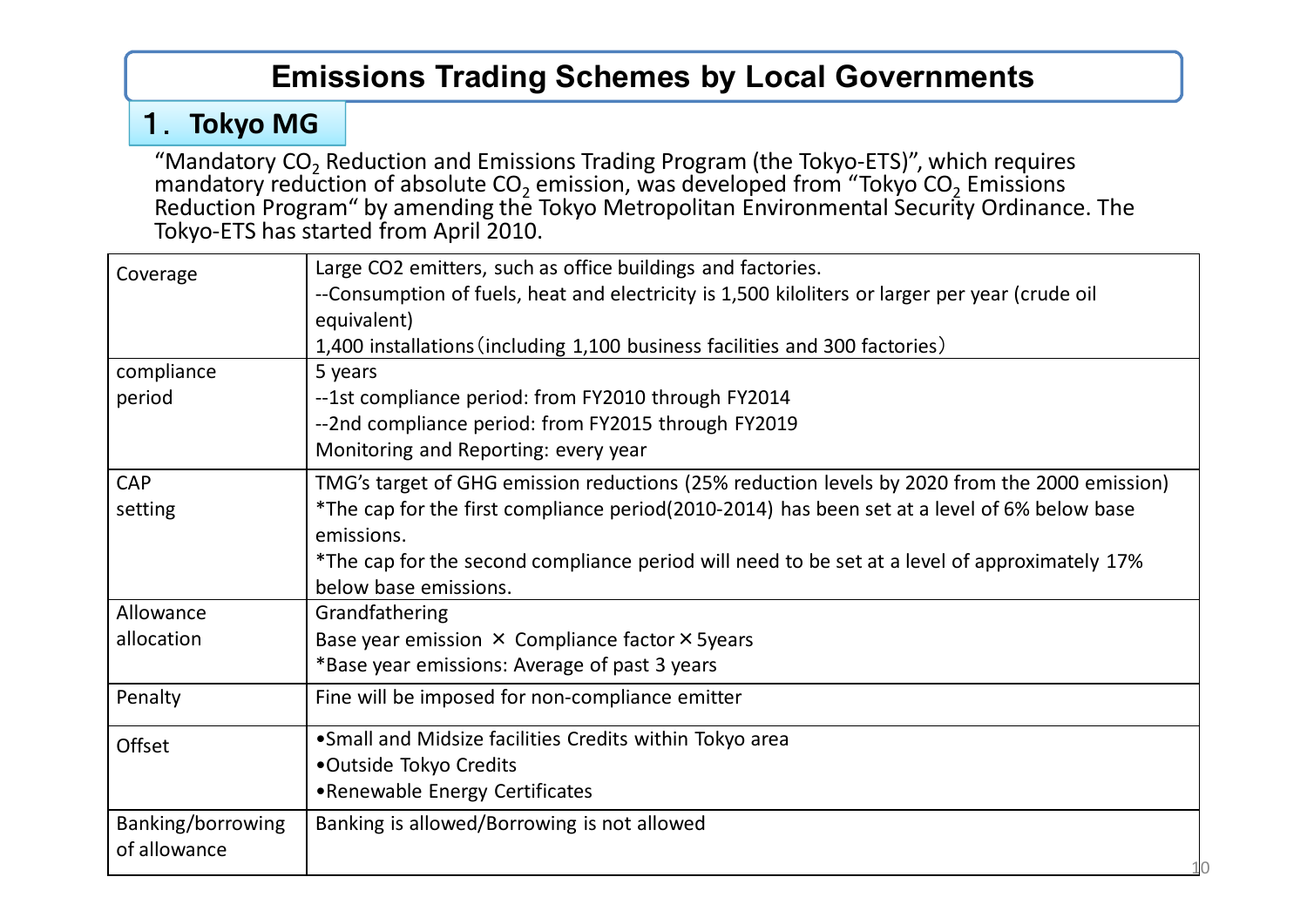# Emissions Trading Schemes by Local Governments

## 1．Tokyo MG

“Mandatory $CO_2$ Reduction and Emissions Trading Program (the Tokyo-ETS)”, which requires mandatory reduction of absolute $CO_2$ emission, was developed from “Tokyo $CO_2$ Emissions Reduction Program“ by amending the Tokyo Metropolitan Environmental Security Ordinance. The Tokyo-ETS has started from April 2010.

| | |
|---|---|
| Coverage | Large CO2 emitters, such as office buildings and factories.<br>--Consumption of fuels, heat and electricity is 1,500 kiloliters or larger per year (crude oil equivalent)<br>1,400 installations（including 1,100 business facilities and 300 factories） |
| compliance period | 5 years<br>--1st compliance period: from FY2010 through FY2014<br>--2nd compliance period: from FY2015 through FY2019<br>Monitoring and Reporting: every year |
| CAP setting | TMG’s target of GHG emission reductions (25% reduction levels by 2020 from the 2000 emission)<br>*The cap for the first compliance period(2010-2014) has been set at a level of 6% below base emissions.<br>*The cap for the second compliance period will need to be set at a level of approximately 17% below base emissions. |
| Allowance allocation | Grandfathering<br>Base year emission × Compliance factor × 5years<br>*Base year emissions: Average of past 3 years |
| Penalty | Fine will be imposed for non-compliance emitter |
| Offset | •Small and Midsize facilities Credits within Tokyo area<br>•Outside Tokyo Credits<br>•Renewable Energy Certificates |
| Banking/borrowing of allowance | Banking is allowed/Borrowing is not allowed |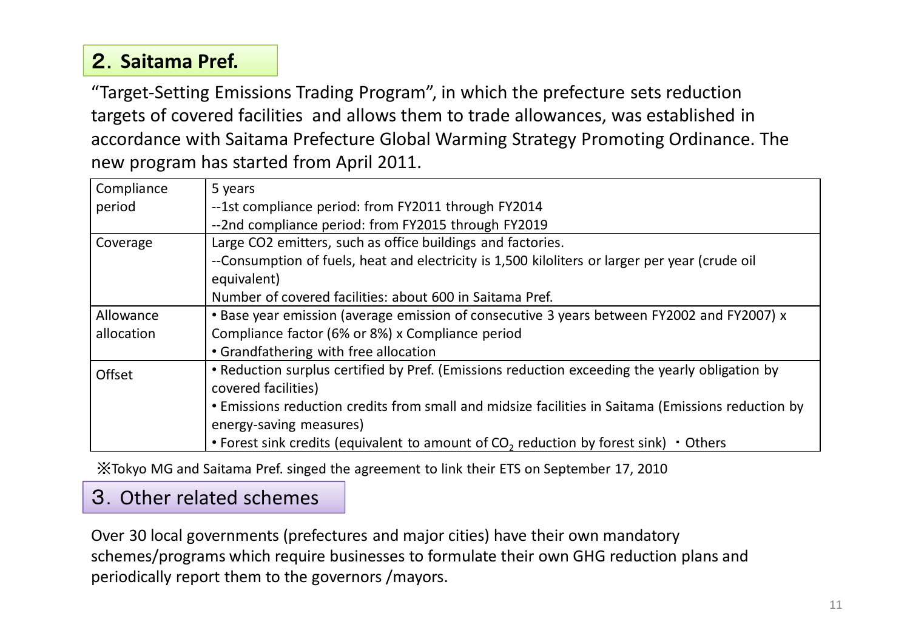## ２. Saitama Pref.

“Target-Setting Emissions Trading Program”, in which the prefecture sets reduction targets of covered facilities and allows them to trade allowances, was established in accordance with Saitama Prefecture Global Warming Strategy Promoting Ordinance. The new program has started from April 2011.

| | |
|---|---|
| Compliance period | 5 years<br>--1st compliance period: from FY2011 through FY2014<br>--2nd compliance period: from FY2015 through FY2019 |
| Coverage | Large CO2 emitters, such as office buildings and factories.<br>--Consumption of fuels, heat and electricity is 1,500 kiloliters or larger per year (crude oil equivalent)<br>Number of covered facilities: about 600 in Saitama Pref. |
| Allowance allocation | • Base year emission (average emission of consecutive 3 years between FY2002 and FY2007) x Compliance factor (6% or 8%) x Compliance period<br>• Grandfathering with free allocation |
| Offset | • Reduction surplus certified by Pref. (Emissions reduction exceeding the yearly obligation by covered facilities)<br>• Emissions reduction credits from small and midsize facilities in Saitama (Emissions reduction by energy-saving measures)<br>• Forest sink credits (equivalent to amount of $CO_2$ reduction by forest sink) ・Others |

※Tokyo MG and Saitama Pref. singed the agreement to link their ETS on September 17, 2010

## ３. Other related schemes

Over 30 local governments (prefectures and major cities) have their own mandatory schemes/programs which require businesses to formulate their own GHG reduction plans and periodically report them to the governors /mayors.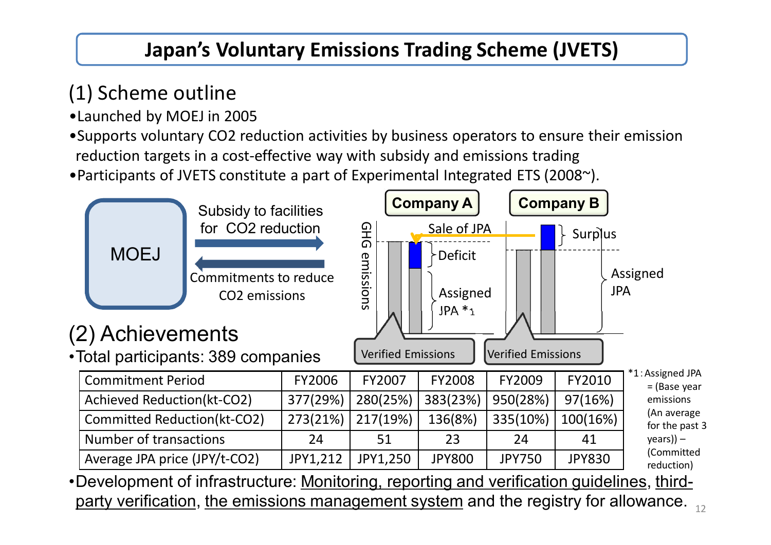# Japan's Voluntary Emissions Trading Scheme (JVETS)

## (1) Scheme outline

- Launched by MOEJ in 2005
- Supports voluntary $CO_2$ reduction activities by business operators to ensure their emission reduction targets in a cost-effective way with subsidy and emissions trading
- Participants of JVETS constitute a part of Experimental Integrated ETS (2008~).

MOEJ → Subsidy to facilities for $CO_2$ reduction

← Commitments to reduce $CO_2$ emissions

Company A | Company B

GHG emissions

Sale of JPA

Deficit

Surplus

Assigned JPA *1

Assigned JPA

Verified Emissions

Verified Emissions

## (2) Achievements

- Total participants: 389 companies

| Commitment Period | FY2006 | FY2007 | FY2008 | FY2009 | FY2010 |
|---|---|---|---|---|---|
| Achieved Reduction(kt-$CO_2$) | 377(29%) | 280(25%) | 383(23%) | 950(28%) | 97(16%) |
| Committed Reduction(kt-$CO_2$) | 273(21%) | 217(19%) | 136(8%) | 335(10%) | 100(16%) |
| Number of transactions | 24 | 51 | 23 | 24 | 41 |
| Average JPA price (JPY/t-$CO_2$) | JPY1,212 | JPY1,250 | JPY800 | JPY750 | JPY830 |

*1: Assigned JPA = (Base year emissions (An average for the past 3 years)) – (Committed reduction)

- Development of infrastructure: Monitoring, reporting and verification guidelines, third-party verification, the emissions management system and the registry for allowance.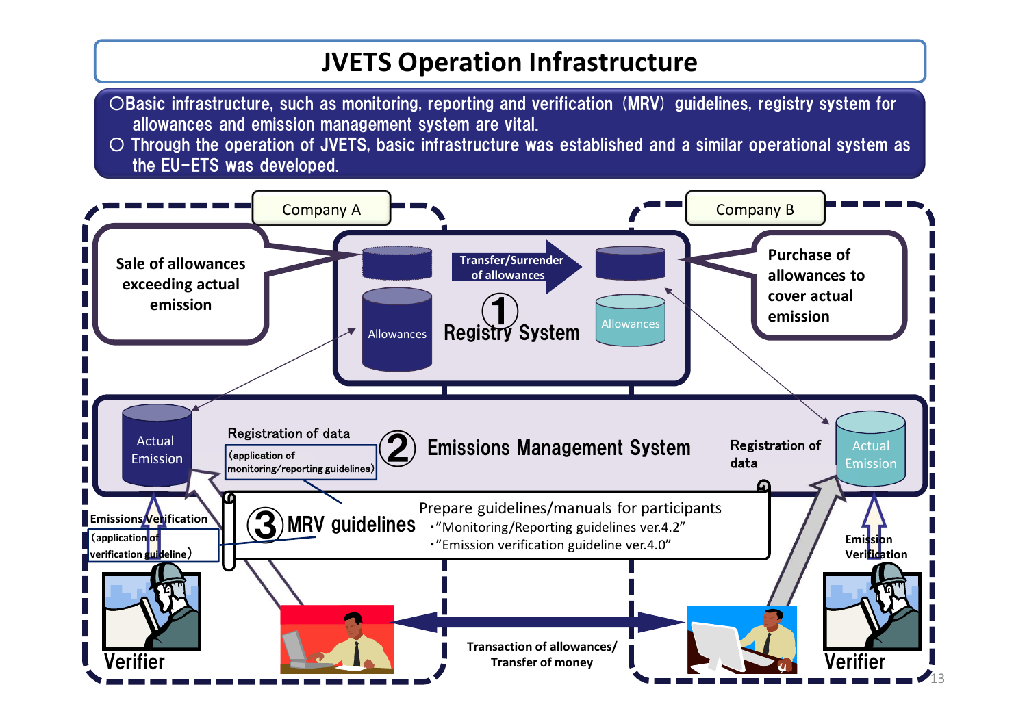# JVETS Operation Infrastructure

- ○Basic infrastructure, such as monitoring, reporting and verification（MRV）guidelines, registry system for allowances and emission management system are vital.
- ○ Through the operation of JVETS, basic infrastructure was established and a similar operational system as the EU-ETS was developed.

Company A

Sale of allowances exceeding actual emission

Transfer/Surrender of allowances

Allowances

① Registry System

Allowances

Company B

Purchase of allowances to cover actual emission

Actual Emission

Registration of data
（application of monitoring/reporting guidelines）

② Emissions Management System

Registration of data

Actual Emission

Emissions Verification
（application of verification guideline）

③ MRV guidelines

Prepare guidelines/manuals for participants
・"Monitoring/Reporting guidelines ver.4.2"
・"Emission verification guideline ver.4.0"

Emission Verification

Verifier

Transaction of allowances/ Transfer of money

Verifier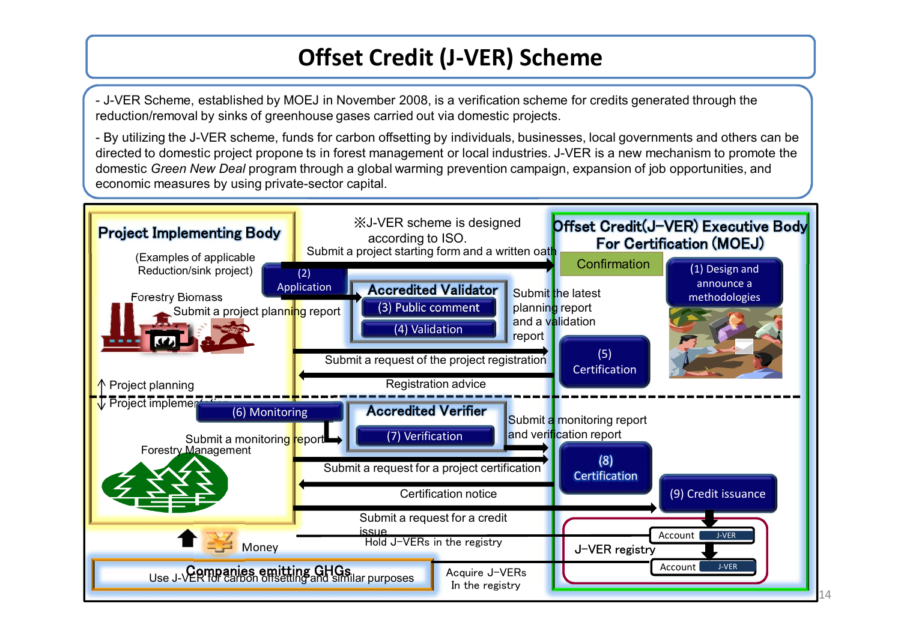# Offset Credit (J-VER) Scheme

- J-VER Scheme, established by MOEJ in November 2008, is a verification scheme for credits generated through the reduction/removal by sinks of greenhouse gases carried out via domestic projects.

- By utilizing the J-VER scheme, funds for carbon offsetting by individuals, businesses, local governments and others can be directed to domestic project propone ts in forest management or local industries. J-VER is a new mechanism to promote the domestic *Green New Deal* program through a global warming prevention campaign, expansion of job opportunities, and economic measures by using private-sector capital.

**Project Implementing Body**

(Examples of applicable Reduction/sink project)

Forestry Biomass

Forestry Management

※J-VER scheme is designed according to ISO.

Submit a project starting form and a written oath

(2) Application

Submit a project planning report

**Accredited Validator**

(3) Public comment

(4) Validation

Submit the latest planning report and a validation report

**Offset Credit(J-VER) Executive Body For Certification (MOEJ)**

Confirmation

(1) Design and announce a methodologies

Submit a request of the project registration

Registration advice

(5) Certification

Project planning

Project implementation

(6) Monitoring

Submit a monitoring report

**Accredited Verifier**

(7) Verification

Submit a monitoring report and verification report

Submit a request for a project certification

(8) Certification

Certification notice

(9) Credit issuance

Submit a request for a credit issue

Hold J-VERs in the registry

J-VER registry

Account J-VER

Account J-VER

Money

**Companies emitting GHGs**

Use J-VER for carbon offsetting and similar purposes

Acquire J-VERs In the registry